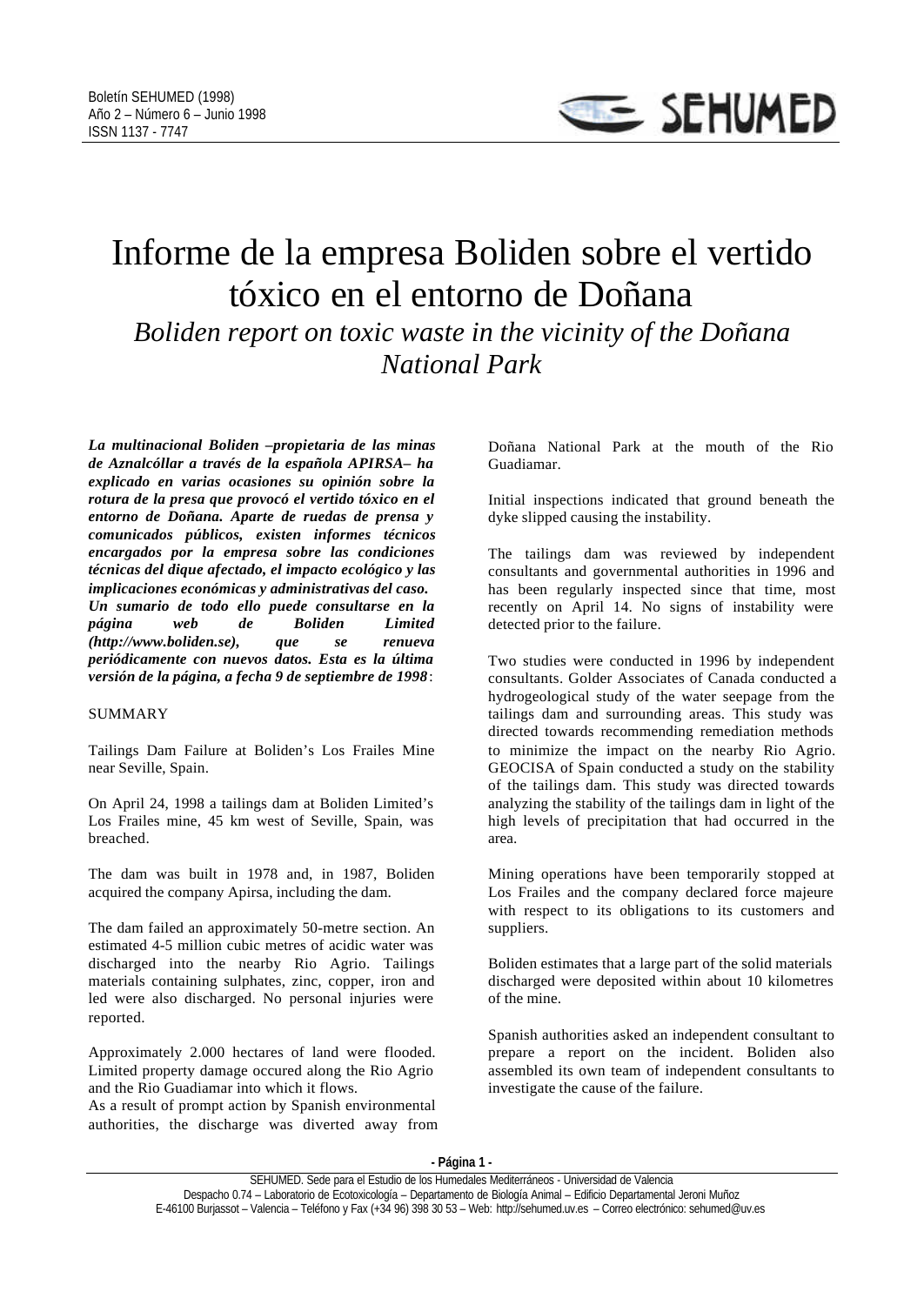# Informe de la empresa Boliden sobre el vertido tóxico en el entorno de Doñana

*Boliden report on toxic waste in the vicinity of the Doñana National Park*

***La multinacional Boliden –propietaria de las minas de Aznalcóllar a través de la española APIRSA– ha explicado en varias ocasiones su opinión sobre la rotura de la presa que provocó el vertido tóxico en el entorno de Doñana. Aparte de ruedas de prensa y comunicados públicos, existen informes técnicos encargados por la empresa sobre las condiciones técnicas del dique afectado, el impacto ecológico y las implicaciones económicas y administrativas del caso. Un sumario de todo ello puede consultarse en la página web de Boliden Limited (http://www.boliden.se), que se renueva periódicamente con nuevos datos. Esta es la última versión de la página, a fecha 9 de septiembre de 1998***:

SUMMARY

Tailings Dam Failure at Boliden's Los Frailes Mine near Seville, Spain.

On April 24, 1998 a tailings dam at Boliden Limited's Los Frailes mine, 45 km west of Seville, Spain, was breached.

The dam was built in 1978 and, in 1987, Boliden acquired the company Apirsa, including the dam.

The dam failed an approximately 50-metre section. An estimated 4-5 million cubic metres of acidic water was discharged into the nearby Rio Agrio. Tailings materials containing sulphates, zinc, copper, iron and led were also discharged. No personal injuries were reported.

Approximately 2.000 hectares of land were flooded. Limited property damage occured along the Rio Agrio and the Rio Guadiamar into which it flows.
As a result of prompt action by Spanish environmental authorities, the discharge was diverted away from Doñana National Park at the mouth of the Rio Guadiamar.

Initial inspections indicated that ground beneath the dyke slipped causing the instability.

The tailings dam was reviewed by independent consultants and governmental authorities in 1996 and has been regularly inspected since that time, most recently on April 14. No signs of instability were detected prior to the failure.

Two studies were conducted in 1996 by independent consultants. Golder Associates of Canada conducted a hydrogeological study of the water seepage from the tailings dam and surrounding areas. This study was directed towards recommending remediation methods to minimize the impact on the nearby Rio Agrio. GEOCISA of Spain conducted a study on the stability of the tailings dam. This study was directed towards analyzing the stability of the tailings dam in light of the high levels of precipitation that had occurred in the area.

Mining operations have been temporarily stopped at Los Frailes and the company declared force majeure with respect to its obligations to its customers and suppliers.

Boliden estimates that a large part of the solid materials discharged were deposited within about 10 kilometres of the mine.

Spanish authorities asked an independent consultant to prepare a report on the incident. Boliden also assembled its own team of independent consultants to investigate the cause of the failure.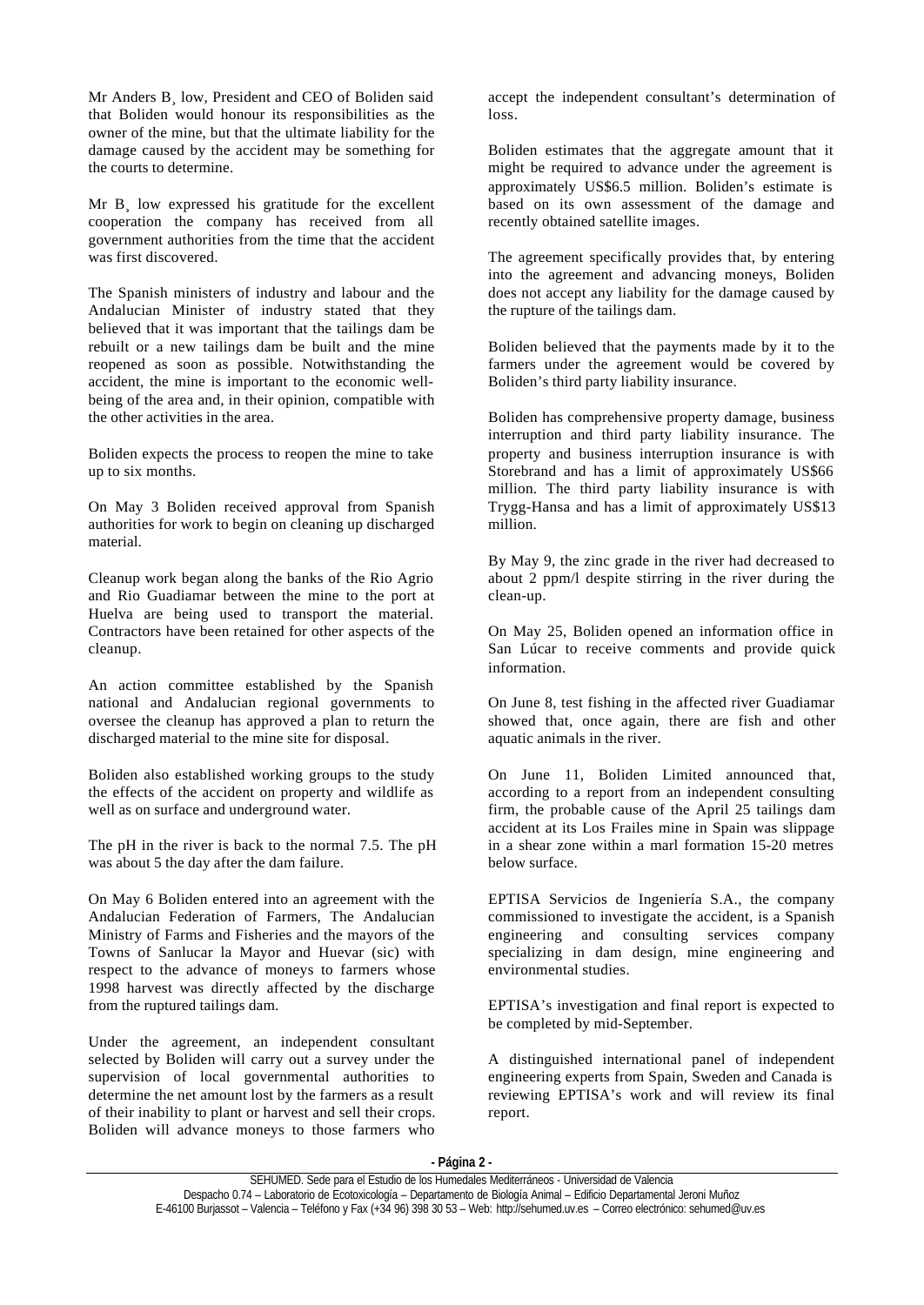Mr Anders B¸ low, President and CEO of Boliden said that Boliden would honour its responsibilities as the owner of the mine, but that the ultimate liability for the damage caused by the accident may be something for the courts to determine.

Mr B¸ low expressed his gratitude for the excellent cooperation the company has received from all government authorities from the time that the accident was first discovered.

The Spanish ministers of industry and labour and the Andalucian Minister of industry stated that they believed that it was important that the tailings dam be rebuilt or a new tailings dam be built and the mine reopened as soon as possible. Notwithstanding the accident, the mine is important to the economic well-being of the area and, in their opinion, compatible with the other activities in the area.

Boliden expects the process to reopen the mine to take up to six months.

On May 3 Boliden received approval from Spanish authorities for work to begin on cleaning up discharged material.

Cleanup work began along the banks of the Rio Agrio and Rio Guadiamar between the mine to the port at Huelva are being used to transport the material. Contractors have been retained for other aspects of the cleanup.

An action committee established by the Spanish national and Andalucian regional governments to oversee the cleanup has approved a plan to return the discharged material to the mine site for disposal.

Boliden also established working groups to the study the effects of the accident on property and wildlife as well as on surface and underground water.

The pH in the river is back to the normal 7.5. The pH was about 5 the day after the dam failure.

On May 6 Boliden entered into an agreement with the Andalucian Federation of Farmers, The Andalucian Ministry of Farms and Fisheries and the mayors of the Towns of Sanlucar la Mayor and Huevar (sic) with respect to the advance of moneys to farmers whose 1998 harvest was directly affected by the discharge from the ruptured tailings dam.

Under the agreement, an independent consultant selected by Boliden will carry out a survey under the supervision of local governmental authorities to determine the net amount lost by the farmers as a result of their inability to plant or harvest and sell their crops. Boliden will advance moneys to those farmers who accept the independent consultant's determination of loss.

Boliden estimates that the aggregate amount that it might be required to advance under the agreement is approximately US$6.5 million. Boliden's estimate is based on its own assessment of the damage and recently obtained satellite images.

The agreement specifically provides that, by entering into the agreement and advancing moneys, Boliden does not accept any liability for the damage caused by the rupture of the tailings dam.

Boliden believed that the payments made by it to the farmers under the agreement would be covered by Boliden's third party liability insurance.

Boliden has comprehensive property damage, business interruption and third party liability insurance. The property and business interruption insurance is with Storebrand and has a limit of approximately US$66 million. The third party liability insurance is with Trygg-Hansa and has a limit of approximately US$13 million.

By May 9, the zinc grade in the river had decreased to about 2 ppm/l despite stirring in the river during the clean-up.

On May 25, Boliden opened an information office in San Lúcar to receive comments and provide quick information.

On June 8, test fishing in the affected river Guadiamar showed that, once again, there are fish and other aquatic animals in the river.

On June 11, Boliden Limited announced that, according to a report from an independent consulting firm, the probable cause of the April 25 tailings dam accident at its Los Frailes mine in Spain was slippage in a shear zone within a marl formation 15-20 metres below surface.

EPTISA Servicios de Ingeniería S.A., the company commissioned to investigate the accident, is a Spanish engineering and consulting services company specializing in dam design, mine engineering and environmental studies.

EPTISA's investigation and final report is expected to be completed by mid-September.

A distinguished international panel of independent engineering experts from Spain, Sweden and Canada is reviewing EPTISA's work and will review its final report.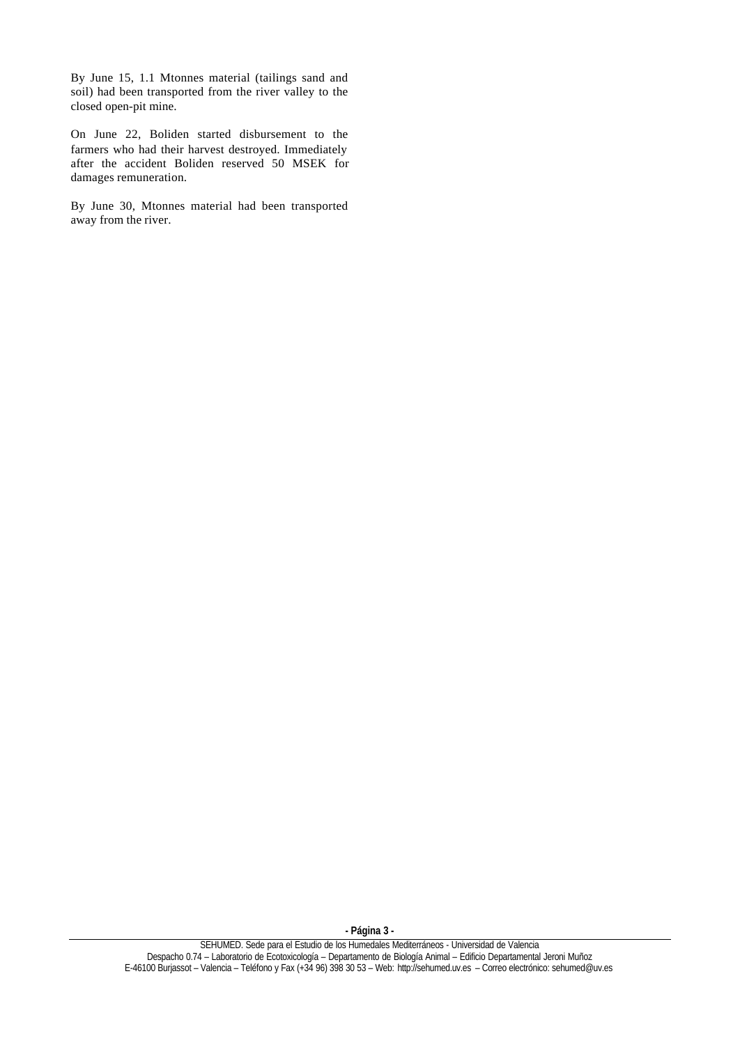By June 15, 1.1 Mtonnes material (tailings sand and soil) had been transported from the river valley to the closed open-pit mine.

On June 22, Boliden started disbursement to the farmers who had their harvest destroyed. Immediately after the accident Boliden reserved 50 MSEK for damages remuneration.

By June 30, Mtonnes material had been transported away from the river.